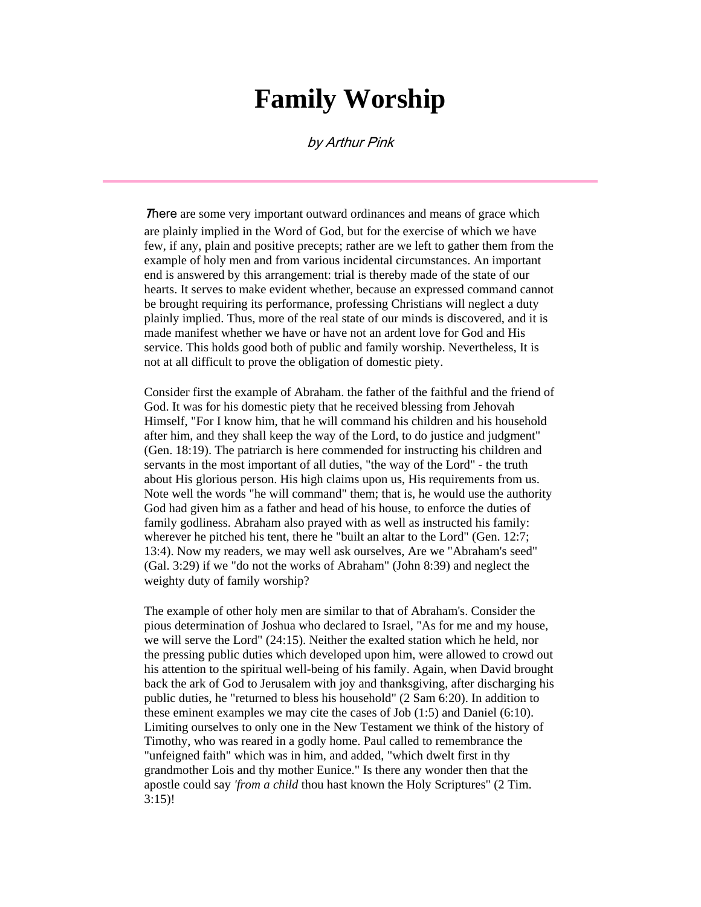# Family Worship

*by Arthur Pink*

---

There are some very important outward ordinances and means of grace which are plainly implied in the Word of God, but for the exercise of which we have few, if any, plain and positive precepts; rather are we left to gather them from the example of holy men and from various incidental circumstances. An important end is answered by this arrangement: trial is thereby made of the state of our hearts. It serves to make evident whether, because an expressed command cannot be brought requiring its performance, professing Christians will neglect a duty plainly implied. Thus, more of the real state of our minds is discovered, and it is made manifest whether we have or have not an ardent love for God and His service. This holds good both of public and family worship. Nevertheless, It is not at all difficult to prove the obligation of domestic piety.

Consider first the example of Abraham. the father of the faithful and the friend of God. It was for his domestic piety that he received blessing from Jehovah Himself, "For I know him, that he will command his children and his household after him, and they shall keep the way of the Lord, to do justice and judgment" (Gen. 18:19). The patriarch is here commended for instructing his children and servants in the most important of all duties, "the way of the Lord" - the truth about His glorious person. His high claims upon us, His requirements from us. Note well the words "he will command" them; that is, he would use the authority God had given him as a father and head of his house, to enforce the duties of family godliness. Abraham also prayed with as well as instructed his family: wherever he pitched his tent, there he "built an altar to the Lord" (Gen. 12:7; 13:4). Now my readers, we may well ask ourselves, Are we "Abraham's seed" (Gal. 3:29) if we "do not the works of Abraham" (John 8:39) and neglect the weighty duty of family worship?

The example of other holy men are similar to that of Abraham's. Consider the pious determination of Joshua who declared to Israel, "As for me and my house, we will serve the Lord" (24:15). Neither the exalted station which he held, nor the pressing public duties which developed upon him, were allowed to crowd out his attention to the spiritual well-being of his family. Again, when David brought back the ark of God to Jerusalem with joy and thanksgiving, after discharging his public duties, he "returned to bless his household" (2 Sam 6:20). In addition to these eminent examples we may cite the cases of Job (1:5) and Daniel (6:10). Limiting ourselves to only one in the New Testament we think of the history of Timothy, who was reared in a godly home. Paul called to remembrance the "unfeigned faith" which was in him, and added, "which dwelt first in thy grandmother Lois and thy mother Eunice." Is there any wonder then that the apostle could say *'from a child* thou hast known the Holy Scriptures" (2 Tim. 3:15)!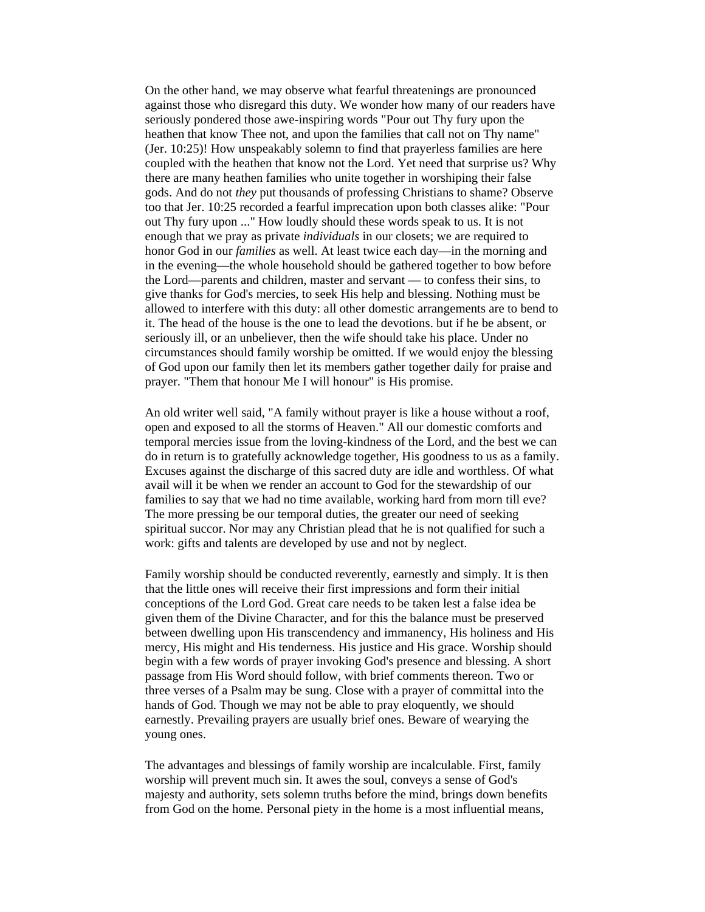On the other hand, we may observe what fearful threatenings are pronounced against those who disregard this duty. We wonder how many of our readers have seriously pondered those awe-inspiring words "Pour out Thy fury upon the heathen that know Thee not, and upon the families that call not on Thy name" (Jer. 10:25)! How unspeakably solemn to find that prayerless families are here coupled with the heathen that know not the Lord. Yet need that surprise us? Why there are many heathen families who unite together in worshiping their false gods. And do not *they* put thousands of professing Christians to shame? Observe too that Jer. 10:25 recorded a fearful imprecation upon both classes alike: "Pour out Thy fury upon ..." How loudly should these words speak to us. It is not enough that we pray as private *individuals* in our closets; we are required to honor God in our *families* as well. At least twice each day—in the morning and in the evening—the whole household should be gathered together to bow before the Lord—parents and children, master and servant — to confess their sins, to give thanks for God's mercies, to seek His help and blessing. Nothing must be allowed to interfere with this duty: all other domestic arrangements are to bend to it. The head of the house is the one to lead the devotions. but if he be absent, or seriously ill, or an unbeliever, then the wife should take his place. Under no circumstances should family worship be omitted. If we would enjoy the blessing of God upon our family then let its members gather together daily for praise and prayer. "Them that honour Me I will honour" is His promise.

An old writer well said, "A family without prayer is like a house without a roof, open and exposed to all the storms of Heaven." All our domestic comforts and temporal mercies issue from the loving-kindness of the Lord, and the best we can do in return is to gratefully acknowledge together, His goodness to us as a family. Excuses against the discharge of this sacred duty are idle and worthless. Of what avail will it be when we render an account to God for the stewardship of our families to say that we had no time available, working hard from morn till eve? The more pressing be our temporal duties, the greater our need of seeking spiritual succor. Nor may any Christian plead that he is not qualified for such a work: gifts and talents are developed by use and not by neglect.

Family worship should be conducted reverently, earnestly and simply. It is then that the little ones will receive their first impressions and form their initial conceptions of the Lord God. Great care needs to be taken lest a false idea be given them of the Divine Character, and for this the balance must be preserved between dwelling upon His transcendency and immanency, His holiness and His mercy, His might and His tenderness. His justice and His grace. Worship should begin with a few words of prayer invoking God's presence and blessing. A short passage from His Word should follow, with brief comments thereon. Two or three verses of a Psalm may be sung. Close with a prayer of committal into the hands of God. Though we may not be able to pray eloquently, we should earnestly. Prevailing prayers are usually brief ones. Beware of wearying the young ones.

The advantages and blessings of family worship are incalculable. First, family worship will prevent much sin. It awes the soul, conveys a sense of God's majesty and authority, sets solemn truths before the mind, brings down benefits from God on the home. Personal piety in the home is a most influential means,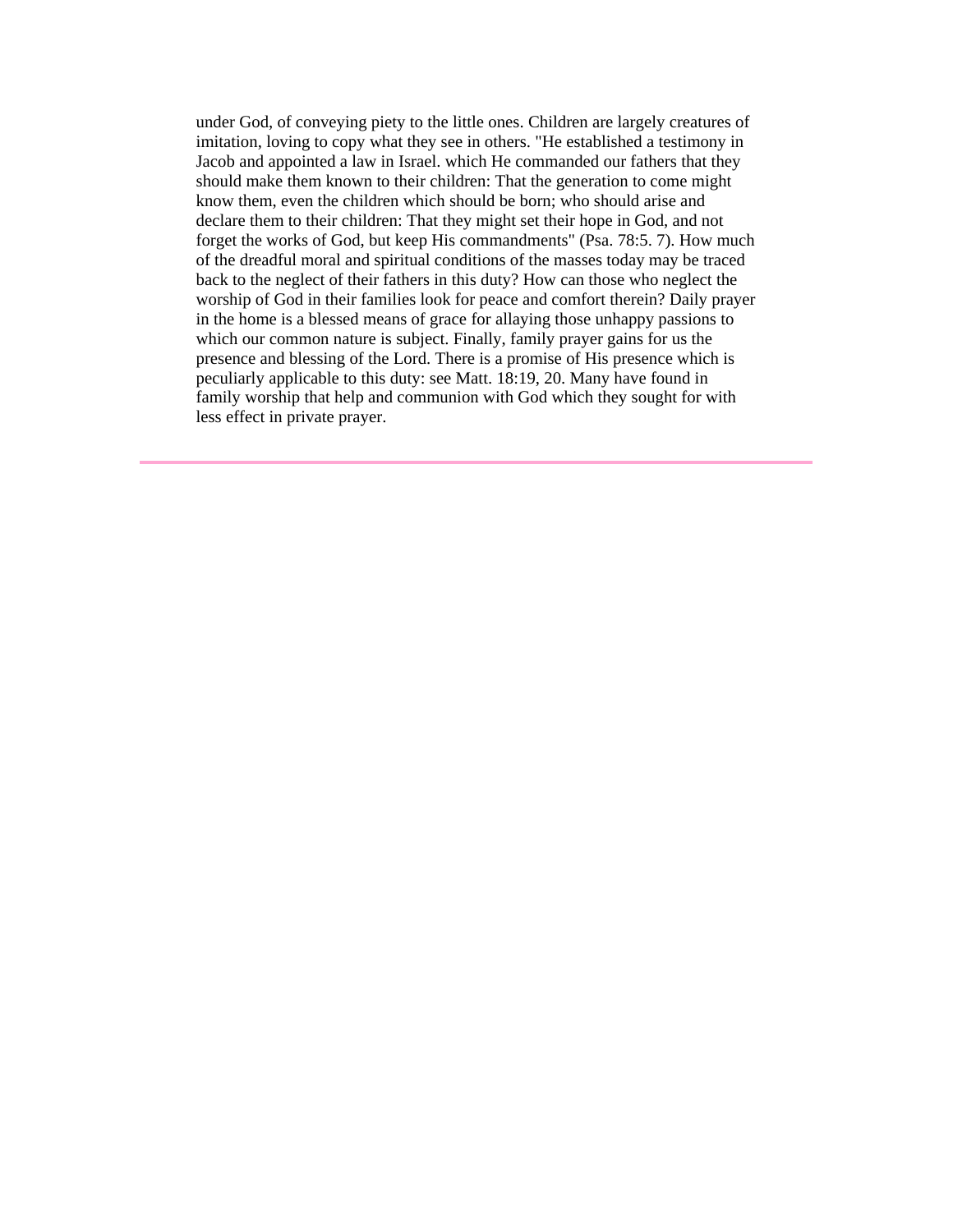under God, of conveying piety to the little ones. Children are largely creatures of imitation, loving to copy what they see in others. "He established a testimony in Jacob and appointed a law in Israel. which He commanded our fathers that they should make them known to their children: That the generation to come might know them, even the children which should be born; who should arise and declare them to their children: That they might set their hope in God, and not forget the works of God, but keep His commandments" (Psa. 78:5. 7). How much of the dreadful moral and spiritual conditions of the masses today may be traced back to the neglect of their fathers in this duty? How can those who neglect the worship of God in their families look for peace and comfort therein? Daily prayer in the home is a blessed means of grace for allaying those unhappy passions to which our common nature is subject. Finally, family prayer gains for us the presence and blessing of the Lord. There is a promise of His presence which is peculiarly applicable to this duty: see Matt. 18:19, 20. Many have found in family worship that help and communion with God which they sought for with less effect in private prayer.

---